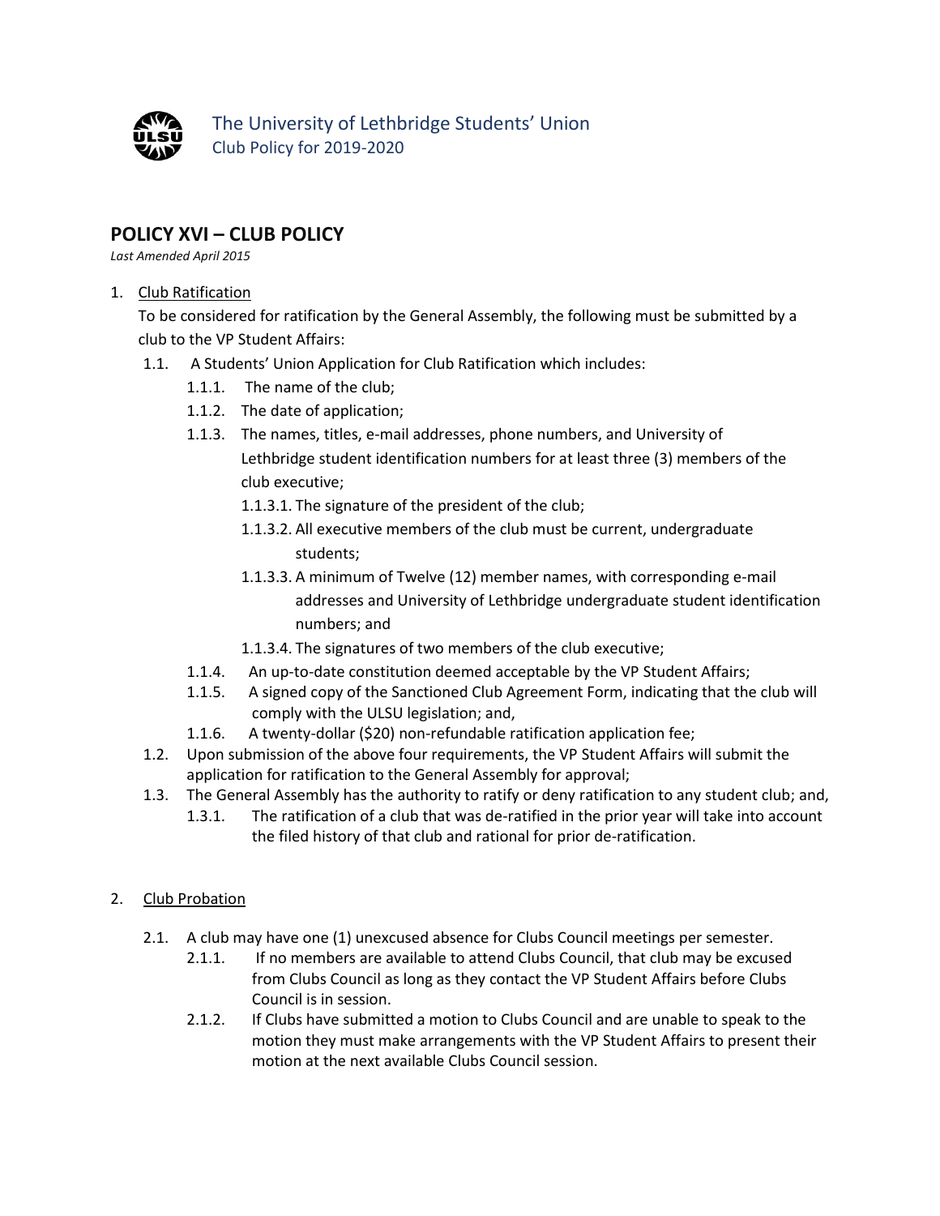The University of Lethbridge Students' Union
Club Policy for 2019-2020

## POLICY XVI – CLUB POLICY

*Last Amended April 2015*

1. Club Ratification
   To be considered for ratification by the General Assembly, the following must be submitted by a club to the VP Student Affairs:
   - 1.1. A Students' Union Application for Club Ratification which includes:
     - 1.1.1. The name of the club;
     - 1.1.2. The date of application;
     - 1.1.3. The names, titles, e-mail addresses, phone numbers, and University of Lethbridge student identification numbers for at least three (3) members of the club executive;
       - 1.1.3.1. The signature of the president of the club;
       - 1.1.3.2. All executive members of the club must be current, undergraduate students;
       - 1.1.3.3. A minimum of Twelve (12) member names, with corresponding e-mail addresses and University of Lethbridge undergraduate student identification numbers; and
       - 1.1.3.4. The signatures of two members of the club executive;
     - 1.1.4. An up-to-date constitution deemed acceptable by the VP Student Affairs;
     - 1.1.5. A signed copy of the Sanctioned Club Agreement Form, indicating that the club will comply with the ULSU legislation; and,
     - 1.1.6. A twenty-dollar ($20) non-refundable ratification application fee;
   - 1.2. Upon submission of the above four requirements, the VP Student Affairs will submit the application for ratification to the General Assembly for approval;
   - 1.3. The General Assembly has the authority to ratify or deny ratification to any student club; and,
     - 1.3.1. The ratification of a club that was de-ratified in the prior year will take into account the filed history of that club and rational for prior de-ratification.

2. Club Probation
   - 2.1. A club may have one (1) unexcused absence for Clubs Council meetings per semester.
     - 2.1.1. If no members are available to attend Clubs Council, that club may be excused from Clubs Council as long as they contact the VP Student Affairs before Clubs Council is in session.
     - 2.1.2. If Clubs have submitted a motion to Clubs Council and are unable to speak to the motion they must make arrangements with the VP Student Affairs to present their motion at the next available Clubs Council session.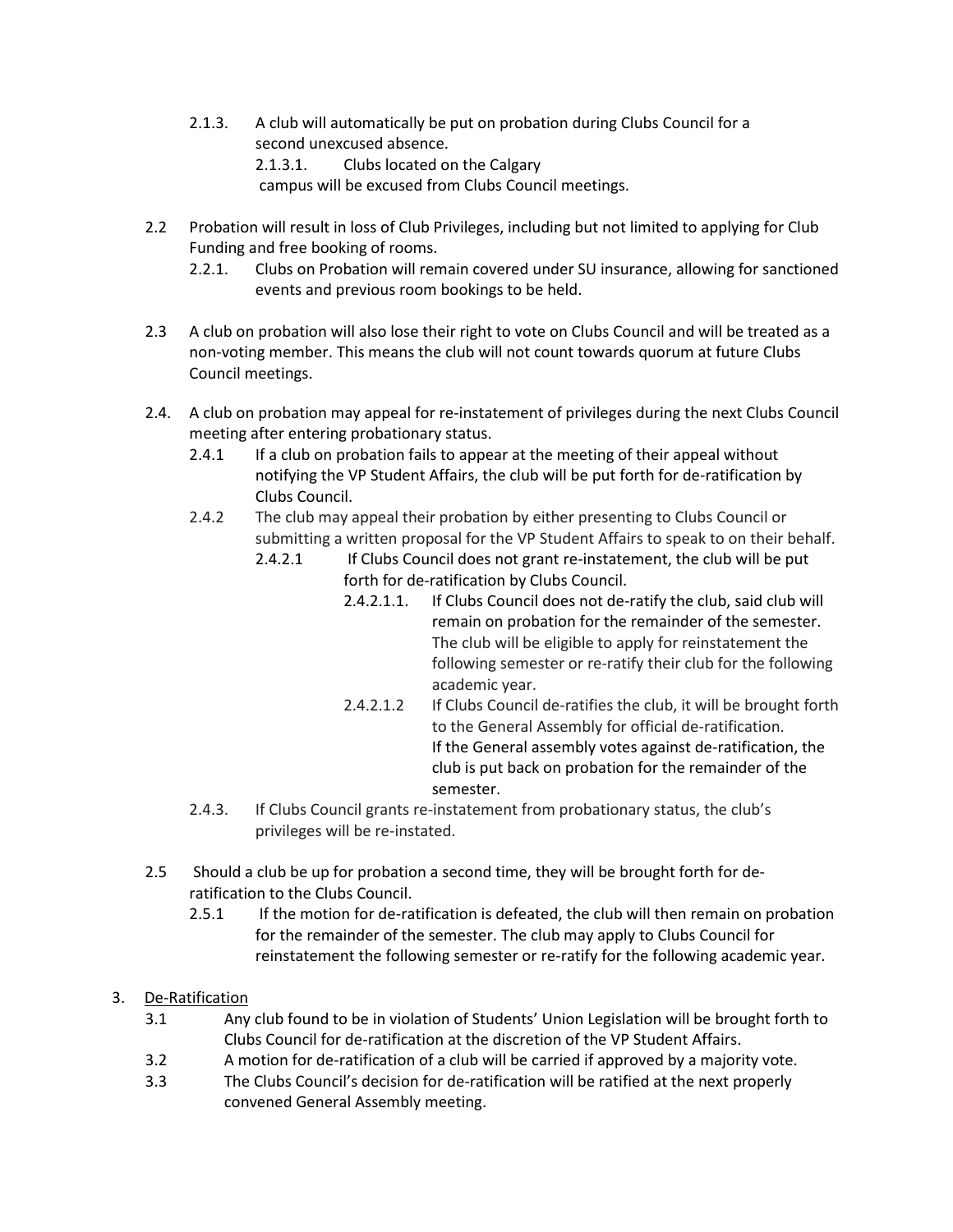- 2.1.3. A club will automatically be put on probation during Clubs Council for a second unexcused absence.
  - 2.1.3.1. Clubs located on the Calgary campus will be excused from Clubs Council meetings.

2.2 Probation will result in loss of Club Privileges, including but not limited to applying for Club Funding and free booking of rooms.

- 2.2.1. Clubs on Probation will remain covered under SU insurance, allowing for sanctioned events and previous room bookings to be held.

2.3 A club on probation will also lose their right to vote on Clubs Council and will be treated as a non-voting member. This means the club will not count towards quorum at future Clubs Council meetings.

2.4. A club on probation may appeal for re-instatement of privileges during the next Clubs Council meeting after entering probationary status.

- 2.4.1 If a club on probation fails to appear at the meeting of their appeal without notifying the VP Student Affairs, the club will be put forth for de-ratification by Clubs Council.
- 2.4.2 The club may appeal their probation by either presenting to Clubs Council or submitting a written proposal for the VP Student Affairs to speak to on their behalf.
  - 2.4.2.1 If Clubs Council does not grant re-instatement, the club will be put forth for de-ratification by Clubs Council.
    - 2.4.2.1.1. If Clubs Council does not de-ratify the club, said club will remain on probation for the remainder of the semester. The club will be eligible to apply for reinstatement the following semester or re-ratify their club for the following academic year.
    - 2.4.2.1.2 If Clubs Council de-ratifies the club, it will be brought forth to the General Assembly for official de-ratification. If the General assembly votes against de-ratification, the club is put back on probation for the remainder of the semester.
- 2.4.3. If Clubs Council grants re-instatement from probationary status, the club's privileges will be re-instated.

2.5 Should a club be up for probation a second time, they will be brought forth for de-ratification to the Clubs Council.

- 2.5.1 If the motion for de-ratification is defeated, the club will then remain on probation for the remainder of the semester. The club may apply to Clubs Council for reinstatement the following semester or re-ratify for the following academic year.

3. <u>De-Ratification</u>

3.1 Any club found to be in violation of Students' Union Legislation will be brought forth to Clubs Council for de-ratification at the discretion of the VP Student Affairs.

3.2 A motion for de-ratification of a club will be carried if approved by a majority vote.

3.3 The Clubs Council's decision for de-ratification will be ratified at the next properly convened General Assembly meeting.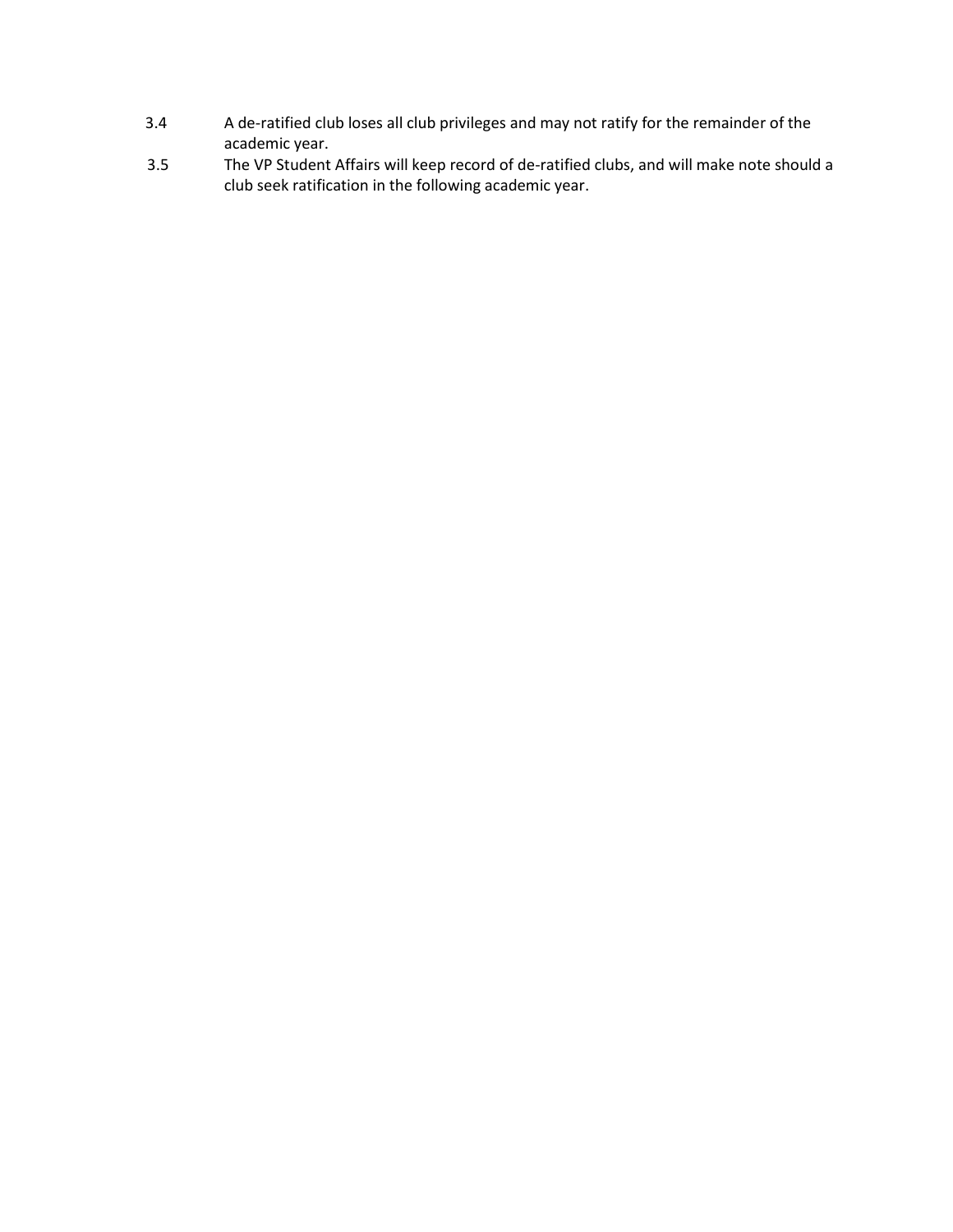3.4 A de-ratified club loses all club privileges and may not ratify for the remainder of the academic year.

3.5 The VP Student Affairs will keep record of de-ratified clubs, and will make note should a club seek ratification in the following academic year.